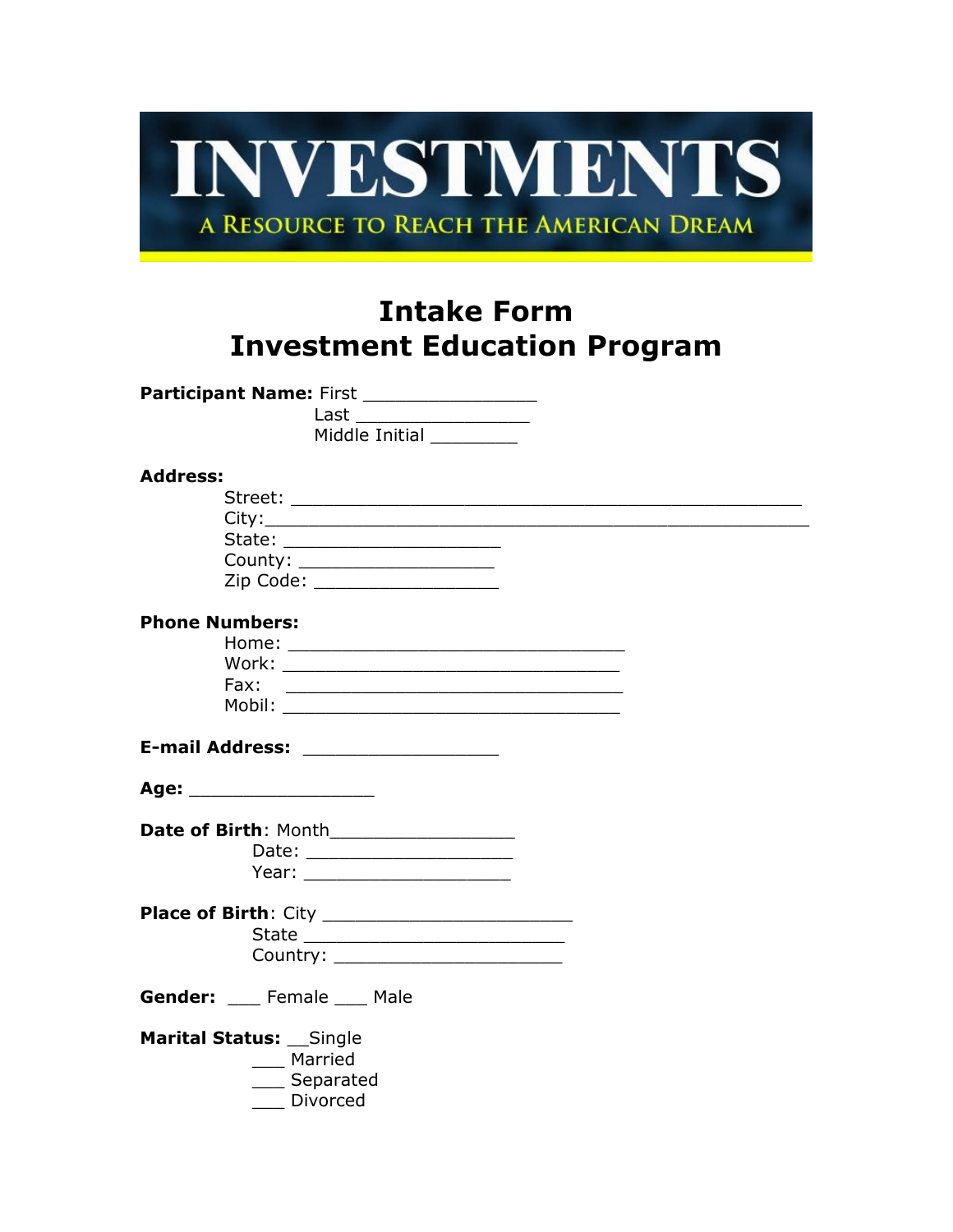# INVESTMENTS

A RESOURCE TO REACH THE AMERICAN DREAM

## Intake Form
## Investment Education Program

**Participant Name:** First ________________
Last ________________
Middle Initial ________

**Address:**
Street: ________________________________________________
City: __________________________________________________
State: ____________________
County: __________________
Zip Code: _________________

**Phone Numbers:**
Home: ________________________________
Work: ________________________________
Fax: ________________________________
Mobil: ________________________________

**E-mail Address:** __________________

**Age:** _________________

**Date of Birth**: Month_________________
Date: ___________________
Year: ___________________

**Place of Birth**: City _______________________
State ________________________
Country: _____________________

**Gender:** ___ Female ___ Male

**Marital Status:** __Single
___ Married
___ Separated
___ Divorced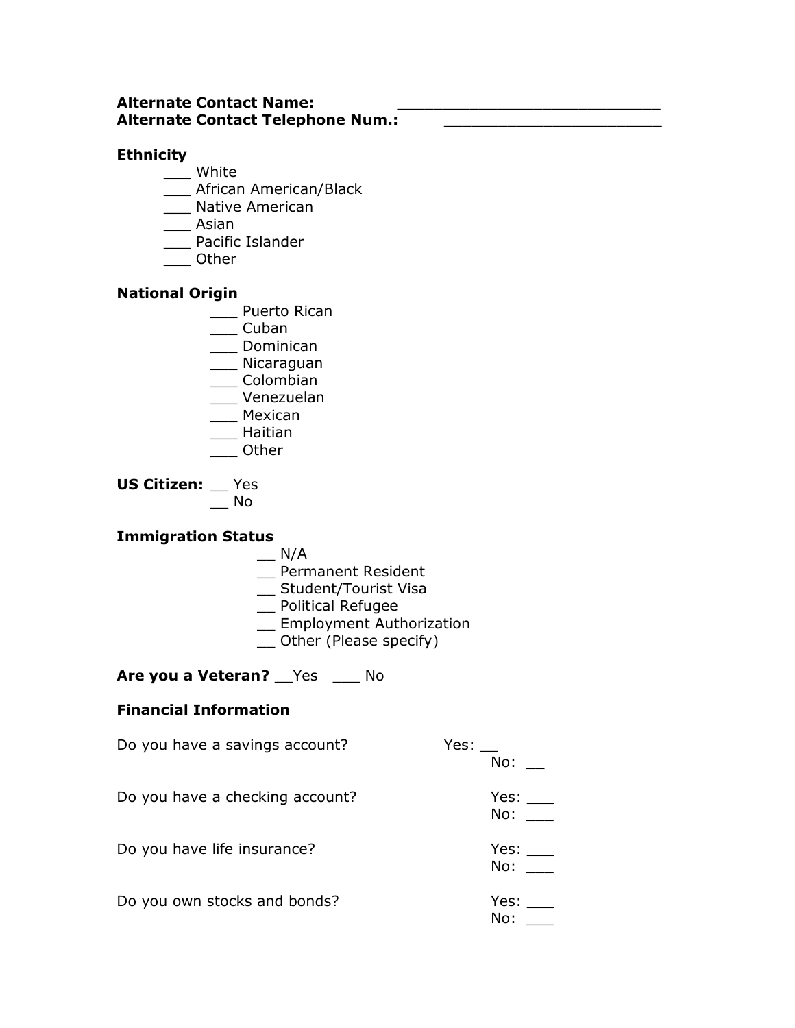**Alternate Contact Name:** ______________________________
**Alternate Contact Telephone Num.:** ________________________

**Ethnicity**

___ White
___ African American/Black
___ Native American
___ Asian
___ Pacific Islander
___ Other

**National Origin**

___ Puerto Rican
___ Cuban
___ Dominican
___ Nicaraguan
___ Colombian
___ Venezuelan
___ Mexican
___ Haitian
___ Other

**US Citizen:** __ Yes
__ No

**Immigration Status**

__ N/A
__ Permanent Resident
__ Student/Tourist Visa
__ Political Refugee
__ Employment Authorization
__ Other (Please specify)

**Are you a Veteran?** __Yes ___ No

**Financial Information**

Do you have a savings account? Yes: __
No: __

Do you have a checking account? Yes: ___
No: ___

Do you have life insurance? Yes: ___
No: ___

Do you own stocks and bonds? Yes: ___
No: ___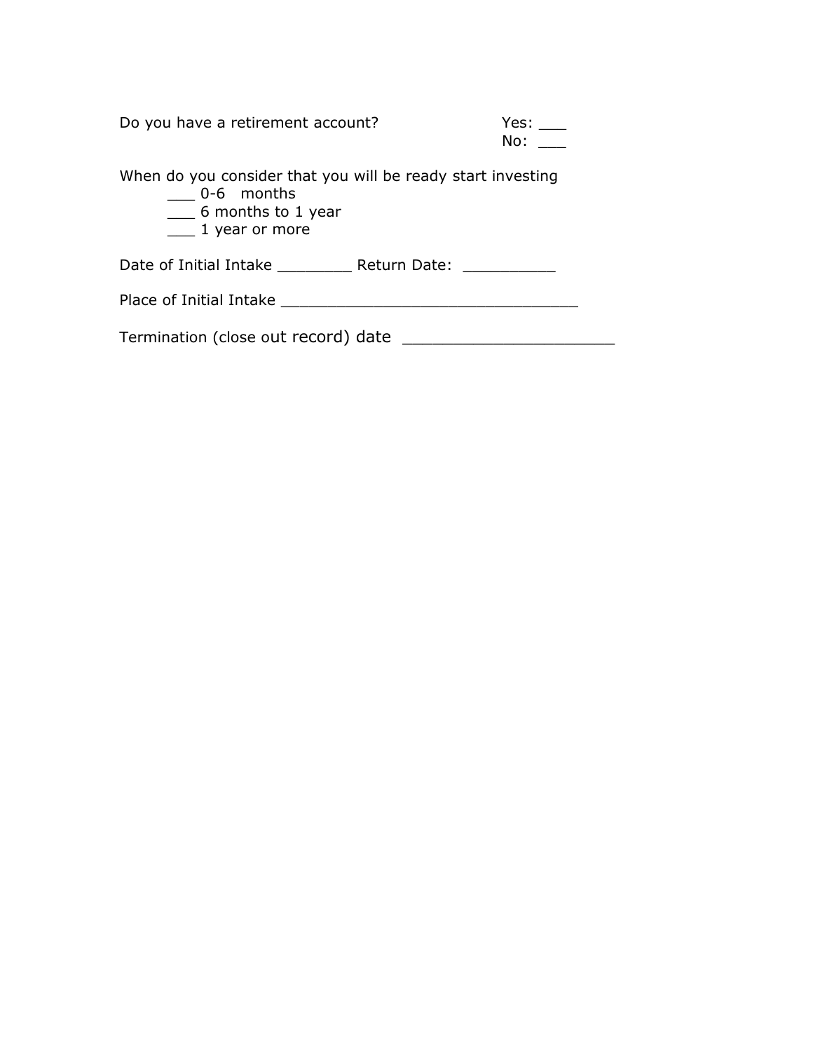Do you have a retirement account? Yes: ___
No: ___

When do you consider that you will be ready start investing

___ 0-6 months
___ 6 months to 1 year
___ 1 year or more

Date of Initial Intake ________ Return Date: __________

Place of Initial Intake ________________________________

Termination (close out record) date ______________________